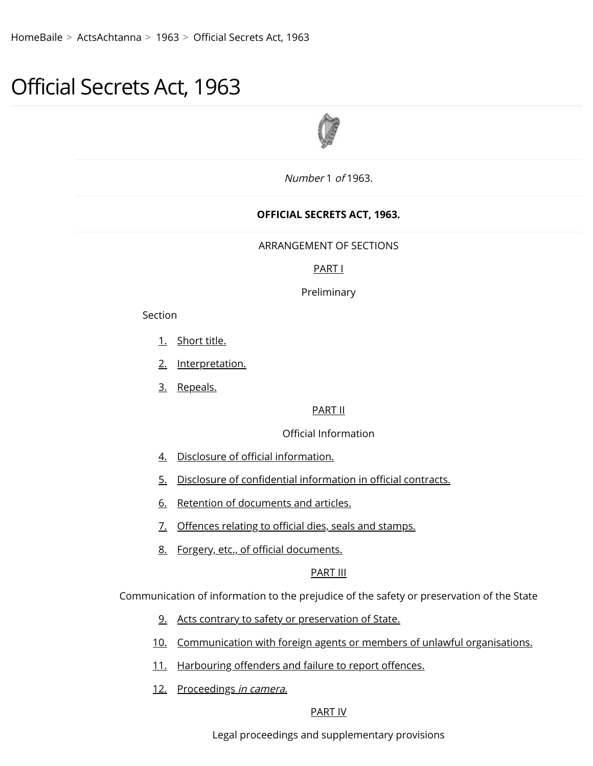HomeBaile > ActsAchtanna > 1963 > Official Secrets Act, 1963

# Official Secrets Act, 1963

*Number* 1 *of* 1963.

**OFFICIAL SECRETS ACT, 1963.**

ARRANGEMENT OF SECTIONS

PART I

Preliminary

Section

1. Short title.
2. Interpretation.
3. Repeals.

PART II

Official Information

4. Disclosure of official information.
5. Disclosure of confidential information in official contracts.
6. Retention of documents and articles.
7. Offences relating to official dies, seals and stamps.
8. Forgery, etc., of official documents.

PART III

Communication of information to the prejudice of the safety or preservation of the State

9. Acts contrary to safety or preservation of State.
10. Communication with foreign agents or members of unlawful organisations.
11. Harbouring offenders and failure to report offences.
12. Proceedings *in camera.*

PART IV

Legal proceedings and supplementary provisions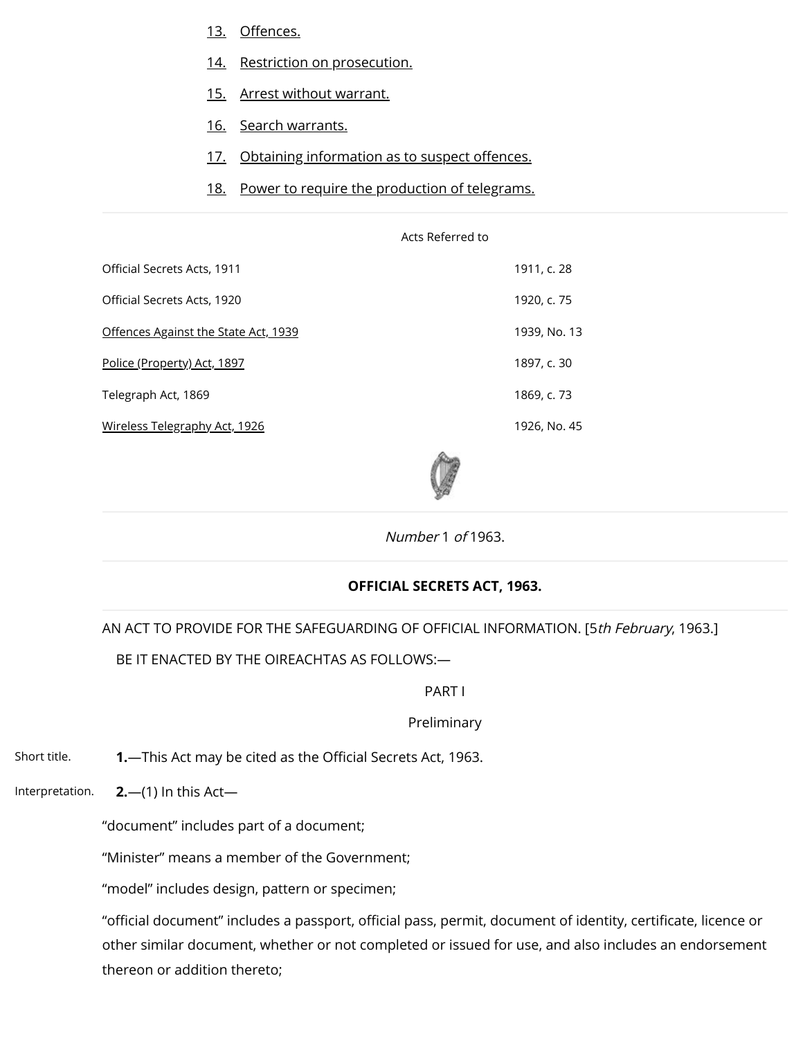13. Offences.

14. Restriction on prosecution.

15. Arrest without warrant.

16. Search warrants.

17. Obtaining information as to suspect offences.

18. Power to require the production of telegrams.

| Acts Referred to | |
|---|---|
| Official Secrets Acts, 1911 | 1911, c. 28 |
| Official Secrets Acts, 1920 | 1920, c. 75 |
| Offences Against the State Act, 1939 | 1939, No. 13 |
| Police (Property) Act, 1897 | 1897, c. 30 |
| Telegraph Act, 1869 | 1869, c. 73 |
| Wireless Telegraphy Act, 1926 | 1926, No. 45 |

*Number* 1 *of* 1963.

**OFFICIAL SECRETS ACT, 1963.**

AN ACT TO PROVIDE FOR THE SAFEGUARDING OF OFFICIAL INFORMATION. [5*th February*, 1963.]

BE IT ENACTED BY THE OIREACHTAS AS FOLLOWS:—

PART I

Preliminary

Short title.

**1.**—This Act may be cited as the Official Secrets Act, 1963.

Interpretation.

**2.**—(1) In this Act—

“document” includes part of a document;

“Minister” means a member of the Government;

“model” includes design, pattern or specimen;

“official document” includes a passport, official pass, permit, document of identity, certificate, licence or other similar document, whether or not completed or issued for use, and also includes an endorsement thereon or addition thereto;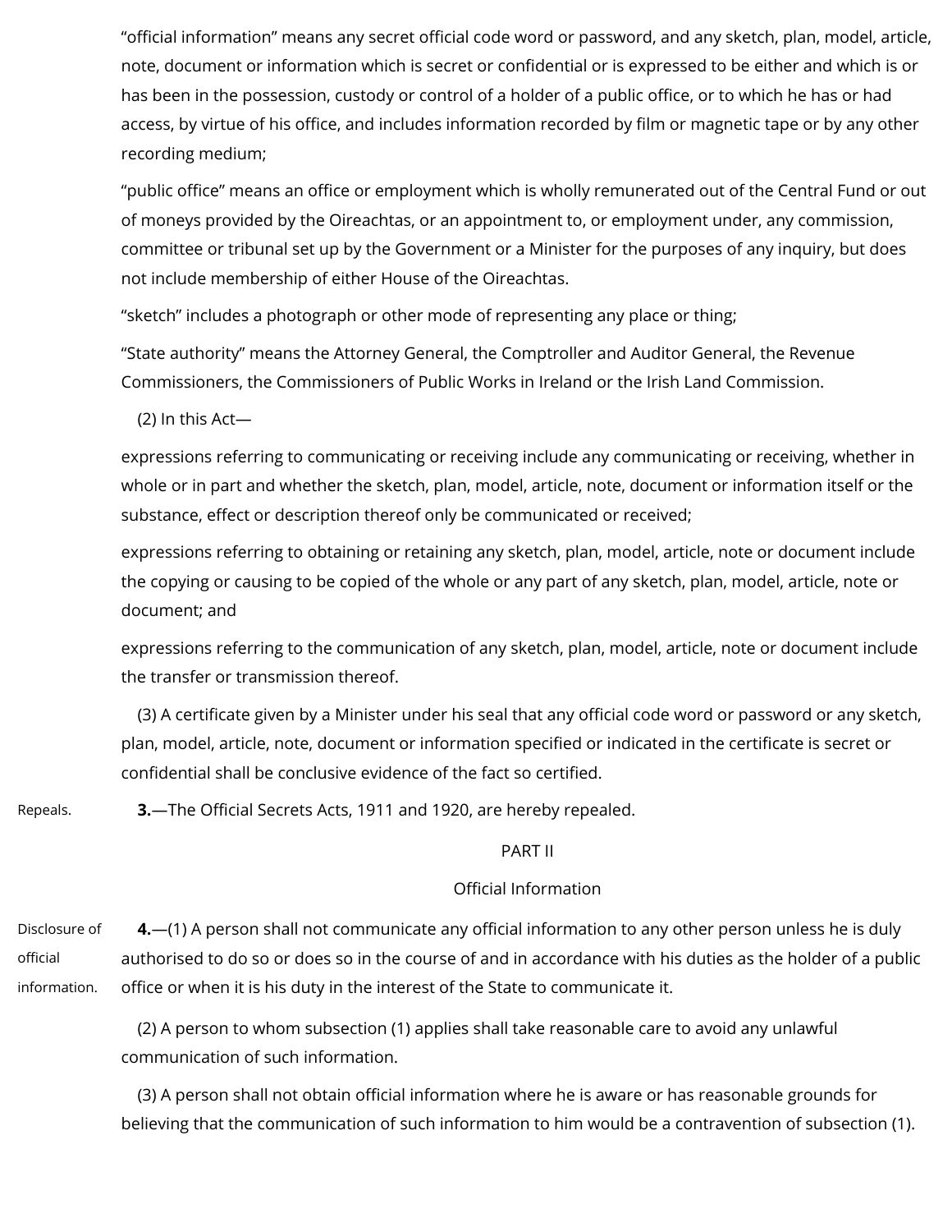"official information" means any secret official code word or password, and any sketch, plan, model, article, note, document or information which is secret or confidential or is expressed to be either and which is or has been in the possession, custody or control of a holder of a public office, or to which he has or had access, by virtue of his office, and includes information recorded by film or magnetic tape or by any other recording medium;

"public office" means an office or employment which is wholly remunerated out of the Central Fund or out of moneys provided by the Oireachtas, or an appointment to, or employment under, any commission, committee or tribunal set up by the Government or a Minister for the purposes of any inquiry, but does not include membership of either House of the Oireachtas.

"sketch" includes a photograph or other mode of representing any place or thing;

"State authority" means the Attorney General, the Comptroller and Auditor General, the Revenue Commissioners, the Commissioners of Public Works in Ireland or the Irish Land Commission.

(2) In this Act—

expressions referring to communicating or receiving include any communicating or receiving, whether in whole or in part and whether the sketch, plan, model, article, note, document or information itself or the substance, effect or description thereof only be communicated or received;

expressions referring to obtaining or retaining any sketch, plan, model, article, note or document include the copying or causing to be copied of the whole or any part of any sketch, plan, model, article, note or document; and

expressions referring to the communication of any sketch, plan, model, article, note or document include the transfer or transmission thereof.

(3) A certificate given by a Minister under his seal that any official code word or password or any sketch, plan, model, article, note, document or information specified or indicated in the certificate is secret or confidential shall be conclusive evidence of the fact so certified.

Repeals.

**3.**—The Official Secrets Acts, 1911 and 1920, are hereby repealed.

## PART II

## Official Information

Disclosure of official information.

**4.**—(1) A person shall not communicate any official information to any other person unless he is duly authorised to do so or does so in the course of and in accordance with his duties as the holder of a public office or when it is his duty in the interest of the State to communicate it.

(2) A person to whom subsection (1) applies shall take reasonable care to avoid any unlawful communication of such information.

(3) A person shall not obtain official information where he is aware or has reasonable grounds for believing that the communication of such information to him would be a contravention of subsection (1).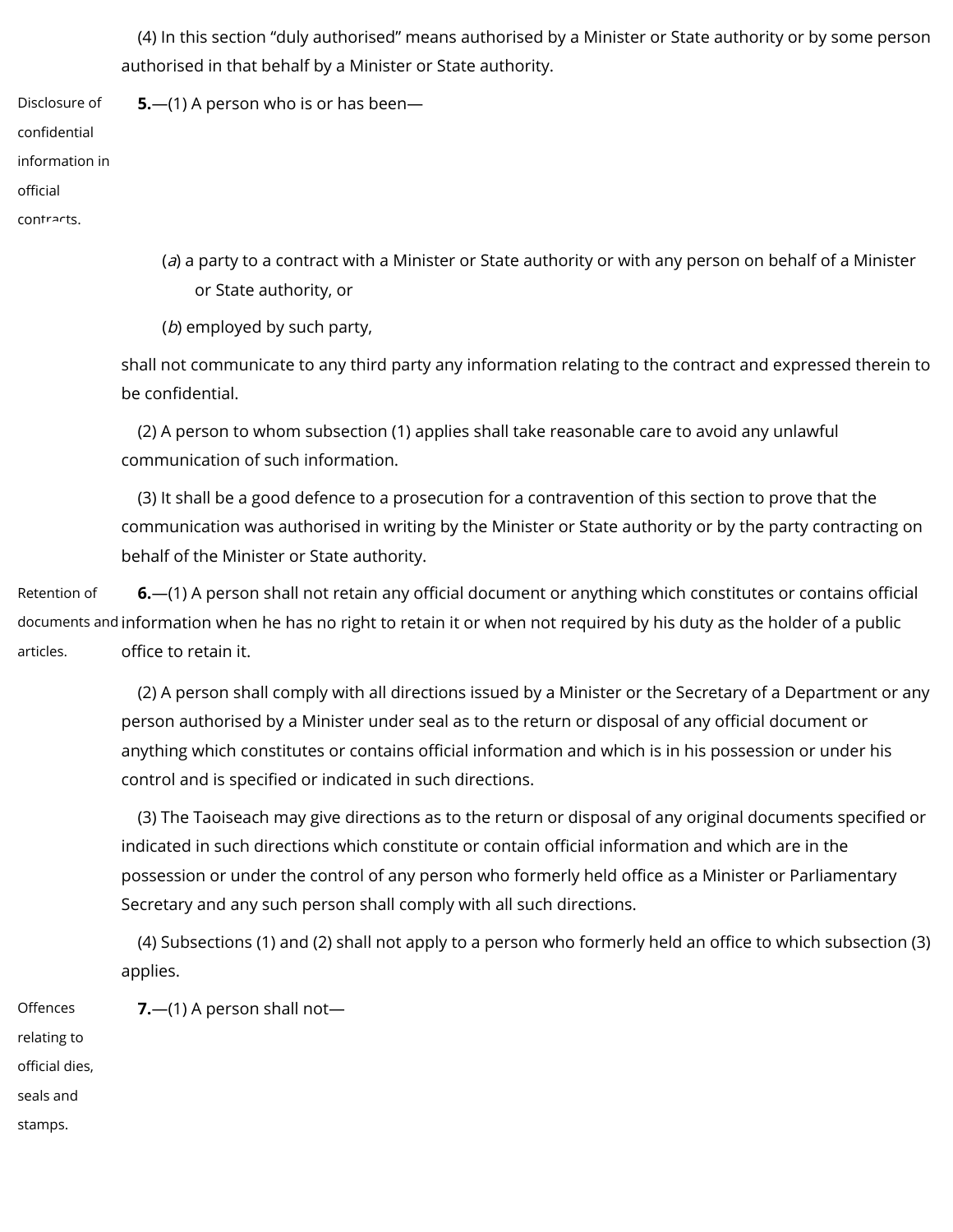(4) In this section "duly authorised" means authorised by a Minister or State authority or by some person authorised in that behalf by a Minister or State authority.

Disclosure of confidential information in official contracts.

**5.**—(1) A person who is or has been—

(*a*) a party to a contract with a Minister or State authority or with any person on behalf of a Minister or State authority, or

(*b*) employed by such party,

shall not communicate to any third party any information relating to the contract and expressed therein to be confidential.

(2) A person to whom subsection (1) applies shall take reasonable care to avoid any unlawful communication of such information.

(3) It shall be a good defence to a prosecution for a contravention of this section to prove that the communication was authorised in writing by the Minister or State authority or by the party contracting on behalf of the Minister or State authority.

Retention of documents and articles.

**6.**—(1) A person shall not retain any official document or anything which constitutes or contains official information when he has no right to retain it or when not required by his duty as the holder of a public office to retain it.

(2) A person shall comply with all directions issued by a Minister or the Secretary of a Department or any person authorised by a Minister under seal as to the return or disposal of any official document or anything which constitutes or contains official information and which is in his possession or under his control and is specified or indicated in such directions.

(3) The Taoiseach may give directions as to the return or disposal of any original documents specified or indicated in such directions which constitute or contain official information and which are in the possession or under the control of any person who formerly held office as a Minister or Parliamentary Secretary and any such person shall comply with all such directions.

(4) Subsections (1) and (2) shall not apply to a person who formerly held an office to which subsection (3) applies.

Offences relating to official dies, seals and stamps.

**7.**—(1) A person shall not—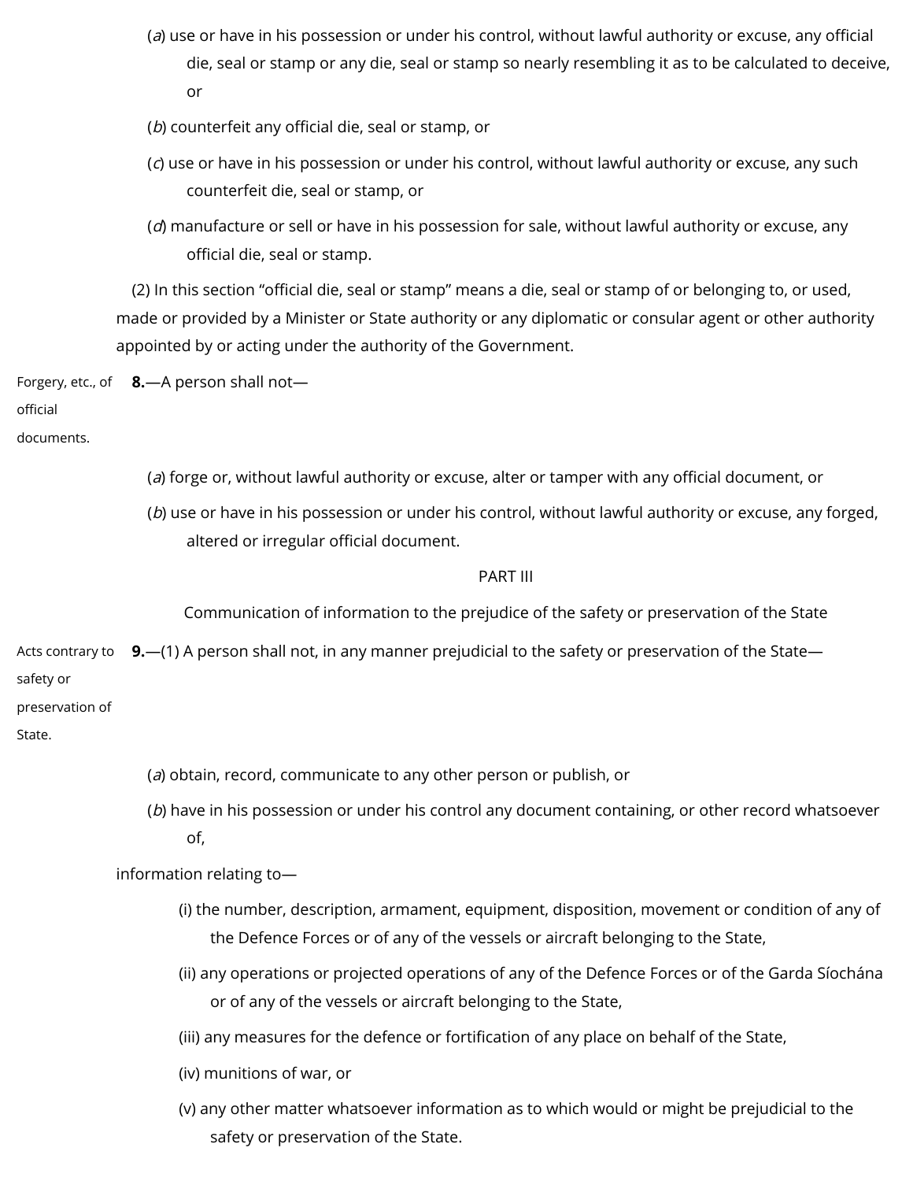(*a*) use or have in his possession or under his control, without lawful authority or excuse, any official die, seal or stamp or any die, seal or stamp so nearly resembling it as to be calculated to deceive, or

(*b*) counterfeit any official die, seal or stamp, or

(*c*) use or have in his possession or under his control, without lawful authority or excuse, any such counterfeit die, seal or stamp, or

(*d*) manufacture or sell or have in his possession for sale, without lawful authority or excuse, any official die, seal or stamp.

(2) In this section "official die, seal or stamp" means a die, seal or stamp of or belonging to, or used, made or provided by a Minister or State authority or any diplomatic or consular agent or other authority appointed by or acting under the authority of the Government.

Forgery, etc., of official documents.

**8.**—A person shall not—

(*a*) forge or, without lawful authority or excuse, alter or tamper with any official document, or

(*b*) use or have in his possession or under his control, without lawful authority or excuse, any forged, altered or irregular official document.

## PART III

### Communication of information to the prejudice of the safety or preservation of the State

Acts contrary to safety or preservation of State.

**9.**—(1) A person shall not, in any manner prejudicial to the safety or preservation of the State—

(*a*) obtain, record, communicate to any other person or publish, or

(*b*) have in his possession or under his control any document containing, or other record whatsoever of,

information relating to—

(i) the number, description, armament, equipment, disposition, movement or condition of any of the Defence Forces or of any of the vessels or aircraft belonging to the State,

(ii) any operations or projected operations of any of the Defence Forces or of the Garda Síochána or of any of the vessels or aircraft belonging to the State,

(iii) any measures for the defence or fortification of any place on behalf of the State,

(iv) munitions of war, or

(v) any other matter whatsoever information as to which would or might be prejudicial to the safety or preservation of the State.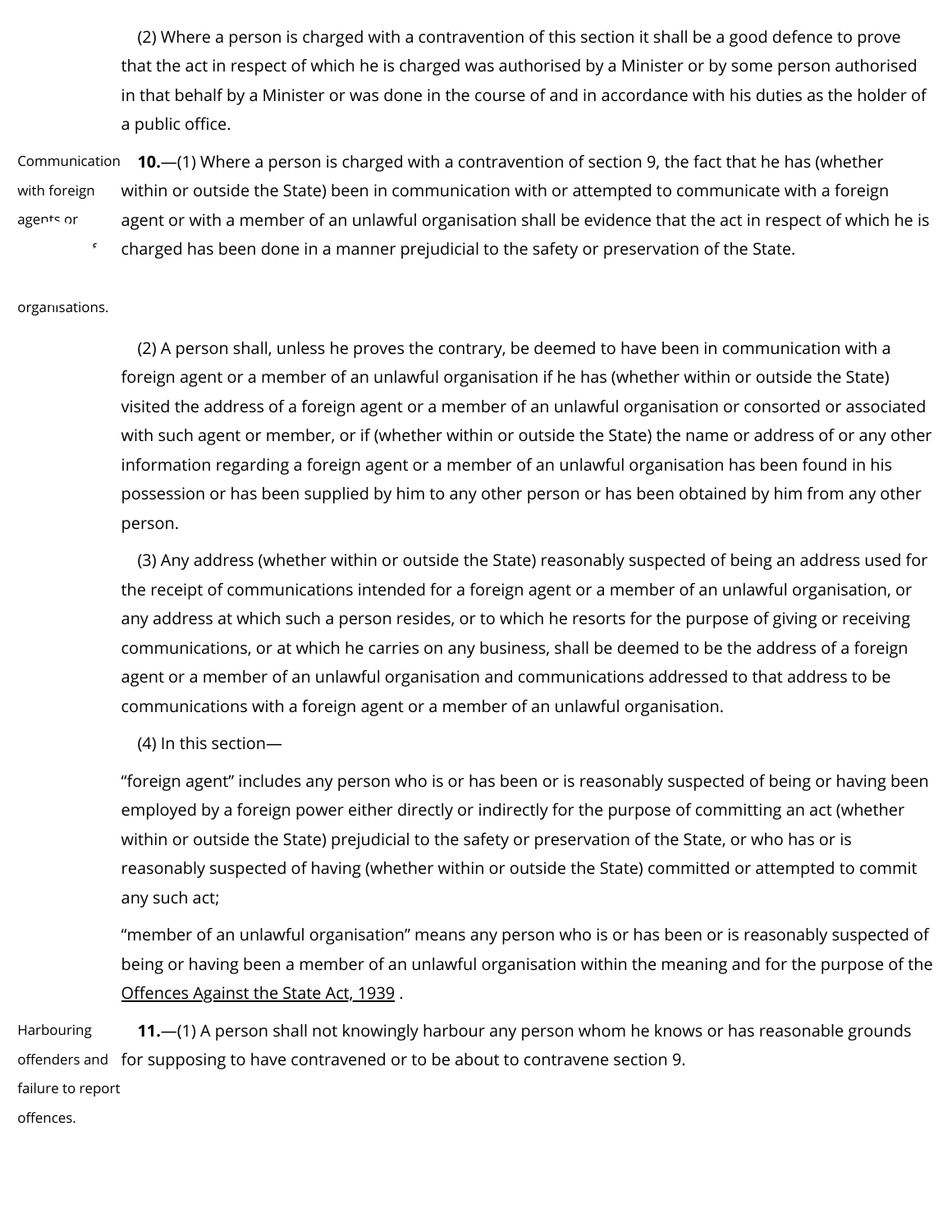(2) Where a person is charged with a contravention of this section it shall be a good defence to prove that the act in respect of which he is charged was authorised by a Minister or by some person authorised in that behalf by a Minister or was done in the course of and in accordance with his duties as the holder of a public office.

Communication with foreign agents or members of unlawful organisations.

**10.**—(1) Where a person is charged with a contravention of section 9, the fact that he has (whether within or outside the State) been in communication with or attempted to communicate with a foreign agent or with a member of an unlawful organisation shall be evidence that the act in respect of which he is charged has been done in a manner prejudicial to the safety or preservation of the State.

(2) A person shall, unless he proves the contrary, be deemed to have been in communication with a foreign agent or a member of an unlawful organisation if he has (whether within or outside the State) visited the address of a foreign agent or a member of an unlawful organisation or consorted or associated with such agent or member, or if (whether within or outside the State) the name or address of or any other information regarding a foreign agent or a member of an unlawful organisation has been found in his possession or has been supplied by him to any other person or has been obtained by him from any other person.

(3) Any address (whether within or outside the State) reasonably suspected of being an address used for the receipt of communications intended for a foreign agent or a member of an unlawful organisation, or any address at which such a person resides, or to which he resorts for the purpose of giving or receiving communications, or at which he carries on any business, shall be deemed to be the address of a foreign agent or a member of an unlawful organisation and communications addressed to that address to be communications with a foreign agent or a member of an unlawful organisation.

(4) In this section—

"foreign agent" includes any person who is or has been or is reasonably suspected of being or having been employed by a foreign power either directly or indirectly for the purpose of committing an act (whether within or outside the State) prejudicial to the safety or preservation of the State, or who has or is reasonably suspected of having (whether within or outside the State) committed or attempted to commit any such act;

"member of an unlawful organisation" means any person who is or has been or is reasonably suspected of being or having been a member of an unlawful organisation within the meaning and for the purpose of the Offences Against the State Act, 1939 .

Harbouring offenders and failure to report offences.

**11.**—(1) A person shall not knowingly harbour any person whom he knows or has reasonable grounds for supposing to have contravened or to be about to contravene section 9.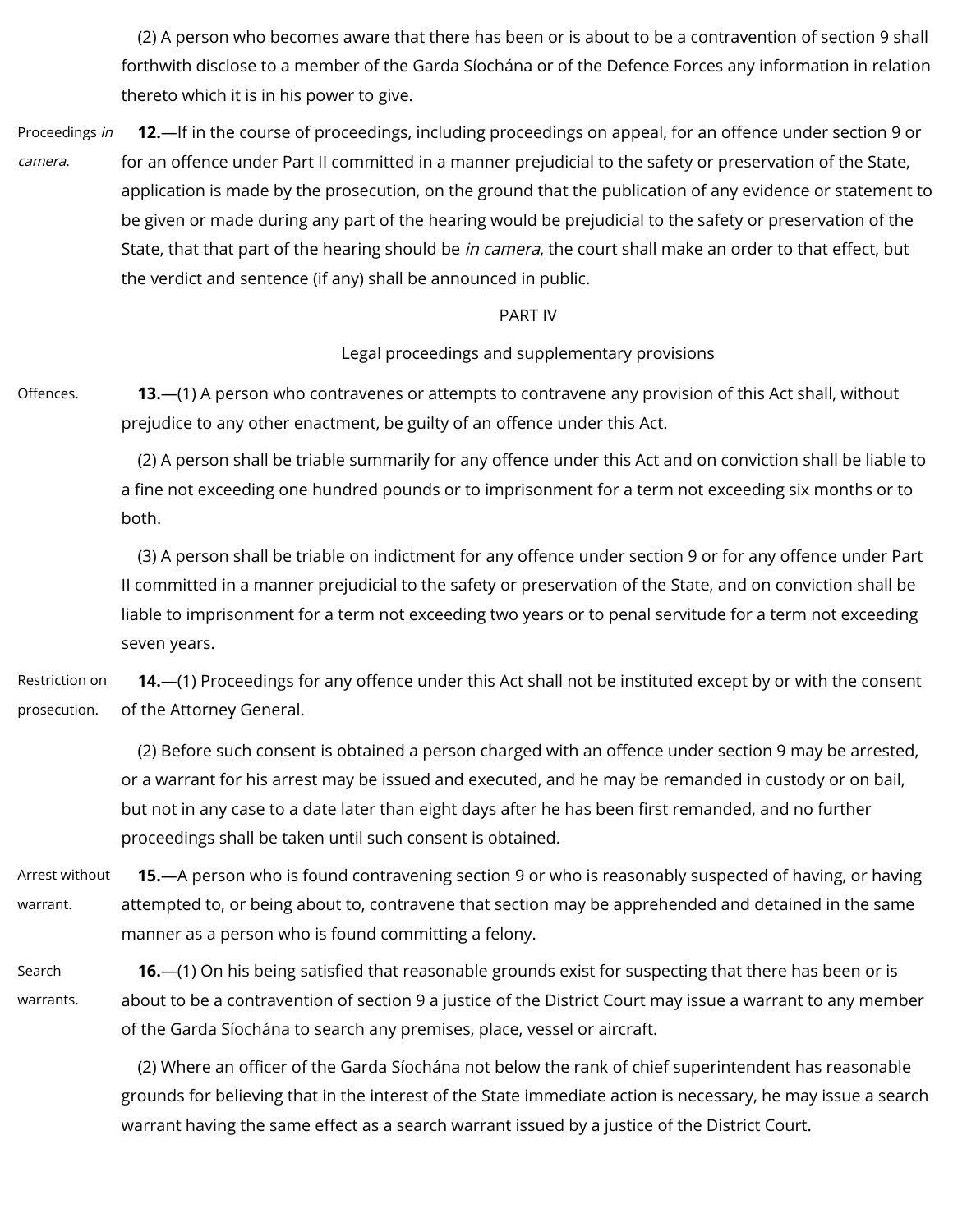(2) A person who becomes aware that there has been or is about to be a contravention of section 9 shall forthwith disclose to a member of the Garda Síochána or of the Defence Forces any information in relation thereto which it is in his power to give.

Proceedings *in camera*.

**12.**—If in the course of proceedings, including proceedings on appeal, for an offence under section 9 or for an offence under Part II committed in a manner prejudicial to the safety or preservation of the State, application is made by the prosecution, on the ground that the publication of any evidence or statement to be given or made during any part of the hearing would be prejudicial to the safety or preservation of the State, that that part of the hearing should be *in camera*, the court shall make an order to that effect, but the verdict and sentence (if any) shall be announced in public.

## PART IV

### Legal proceedings and supplementary provisions

Offences.

**13.**—(1) A person who contravenes or attempts to contravene any provision of this Act shall, without prejudice to any other enactment, be guilty of an offence under this Act.

(2) A person shall be triable summarily for any offence under this Act and on conviction shall be liable to a fine not exceeding one hundred pounds or to imprisonment for a term not exceeding six months or to both.

(3) A person shall be triable on indictment for any offence under section 9 or for any offence under Part II committed in a manner prejudicial to the safety or preservation of the State, and on conviction shall be liable to imprisonment for a term not exceeding two years or to penal servitude for a term not exceeding seven years.

Restriction on prosecution.

**14.**—(1) Proceedings for any offence under this Act shall not be instituted except by or with the consent of the Attorney General.

(2) Before such consent is obtained a person charged with an offence under section 9 may be arrested, or a warrant for his arrest may be issued and executed, and he may be remanded in custody or on bail, but not in any case to a date later than eight days after he has been first remanded, and no further proceedings shall be taken until such consent is obtained.

Arrest without warrant.

**15.**—A person who is found contravening section 9 or who is reasonably suspected of having, or having attempted to, or being about to, contravene that section may be apprehended and detained in the same manner as a person who is found committing a felony.

Search warrants.

**16.**—(1) On his being satisfied that reasonable grounds exist for suspecting that there has been or is about to be a contravention of section 9 a justice of the District Court may issue a warrant to any member of the Garda Síochána to search any premises, place, vessel or aircraft.

(2) Where an officer of the Garda Síochána not below the rank of chief superintendent has reasonable grounds for believing that in the interest of the State immediate action is necessary, he may issue a search warrant having the same effect as a search warrant issued by a justice of the District Court.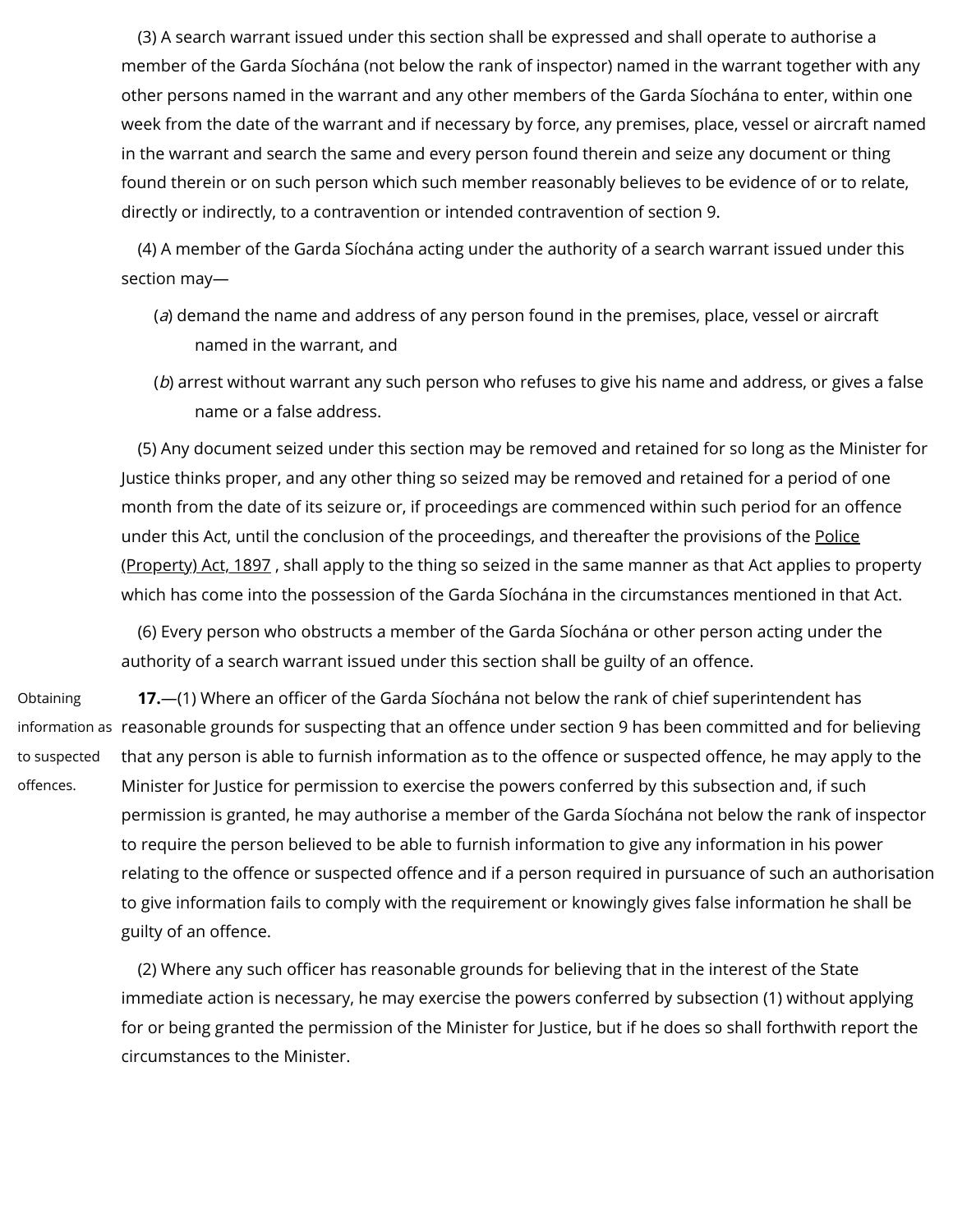(3) A search warrant issued under this section shall be expressed and shall operate to authorise a member of the Garda Síochána (not below the rank of inspector) named in the warrant together with any other persons named in the warrant and any other members of the Garda Síochána to enter, within one week from the date of the warrant and if necessary by force, any premises, place, vessel or aircraft named in the warrant and search the same and every person found therein and seize any document or thing found therein or on such person which such member reasonably believes to be evidence of or to relate, directly or indirectly, to a contravention or intended contravention of section 9.

(4) A member of the Garda Síochána acting under the authority of a search warrant issued under this section may—

(*a*) demand the name and address of any person found in the premises, place, vessel or aircraft named in the warrant, and

(*b*) arrest without warrant any such person who refuses to give his name and address, or gives a false name or a false address.

(5) Any document seized under this section may be removed and retained for so long as the Minister for Justice thinks proper, and any other thing so seized may be removed and retained for a period of one month from the date of its seizure or, if proceedings are commenced within such period for an offence under this Act, until the conclusion of the proceedings, and thereafter the provisions of the Police (Property) Act, 1897 , shall apply to the thing so seized in the same manner as that Act applies to property which has come into the possession of the Garda Síochána in the circumstances mentioned in that Act.

(6) Every person who obstructs a member of the Garda Síochána or other person acting under the authority of a search warrant issued under this section shall be guilty of an offence.

Obtaining information as to suspected offences.

**17.**—(1) Where an officer of the Garda Síochána not below the rank of chief superintendent has reasonable grounds for suspecting that an offence under section 9 has been committed and for believing that any person is able to furnish information as to the offence or suspected offence, he may apply to the Minister for Justice for permission to exercise the powers conferred by this subsection and, if such permission is granted, he may authorise a member of the Garda Síochána not below the rank of inspector to require the person believed to be able to furnish information to give any information in his power relating to the offence or suspected offence and if a person required in pursuance of such an authorisation to give information fails to comply with the requirement or knowingly gives false information he shall be guilty of an offence.

(2) Where any such officer has reasonable grounds for believing that in the interest of the State immediate action is necessary, he may exercise the powers conferred by subsection (1) without applying for or being granted the permission of the Minister for Justice, but if he does so shall forthwith report the circumstances to the Minister.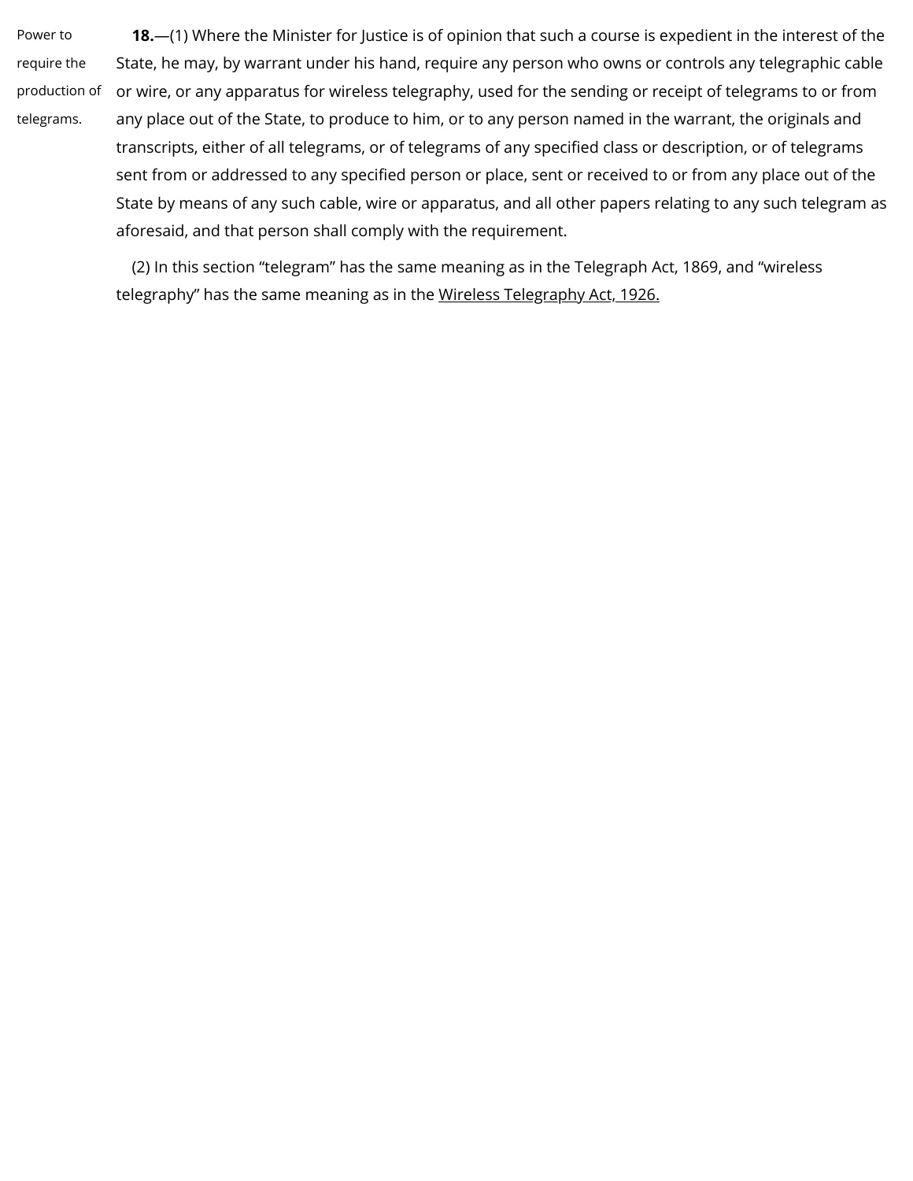Power to require the production of telegrams.

**18.**—(1) Where the Minister for Justice is of opinion that such a course is expedient in the interest of the State, he may, by warrant under his hand, require any person who owns or controls any telegraphic cable or wire, or any apparatus for wireless telegraphy, used for the sending or receipt of telegrams to or from any place out of the State, to produce to him, or to any person named in the warrant, the originals and transcripts, either of all telegrams, or of telegrams of any specified class or description, or of telegrams sent from or addressed to any specified person or place, sent or received to or from any place out of the State by means of any such cable, wire or apparatus, and all other papers relating to any such telegram as aforesaid, and that person shall comply with the requirement.

(2) In this section "telegram" has the same meaning as in the Telegraph Act, 1869, and "wireless telegraphy" has the same meaning as in the Wireless Telegraphy Act, 1926.